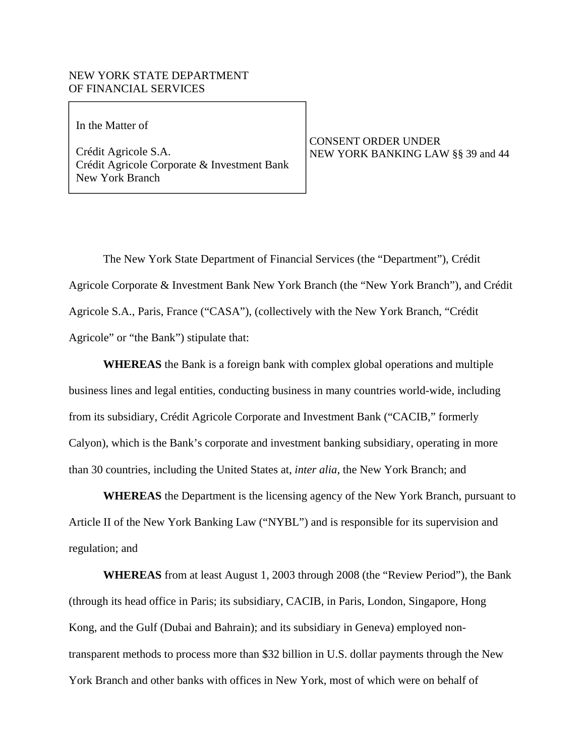NEW YORK STATE DEPARTMENT
OF FINANCIAL SERVICES

| In the Matter of<br><br>Crédit Agricole S.A.<br>Crédit Agricole Corporate & Investment Bank<br>New York Branch | CONSENT ORDER UNDER<br>NEW YORK BANKING LAW §§ 39 and 44 |
|---|---|

The New York State Department of Financial Services (the "Department"), Crédit Agricole Corporate & Investment Bank New York Branch (the "New York Branch"), and Crédit Agricole S.A., Paris, France ("CASA"), (collectively with the New York Branch, "Crédit Agricole" or "the Bank") stipulate that:

**WHEREAS** the Bank is a foreign bank with complex global operations and multiple business lines and legal entities, conducting business in many countries world-wide, including from its subsidiary, Crédit Agricole Corporate and Investment Bank ("CACIB," formerly Calyon), which is the Bank's corporate and investment banking subsidiary, operating in more than 30 countries, including the United States at, *inter alia*, the New York Branch; and

**WHEREAS** the Department is the licensing agency of the New York Branch, pursuant to Article II of the New York Banking Law ("NYBL") and is responsible for its supervision and regulation; and

**WHEREAS** from at least August 1, 2003 through 2008 (the "Review Period"), the Bank (through its head office in Paris; its subsidiary, CACIB, in Paris, London, Singapore, Hong Kong, and the Gulf (Dubai and Bahrain); and its subsidiary in Geneva) employed non-transparent methods to process more than $32 billion in U.S. dollar payments through the New York Branch and other banks with offices in New York, most of which were on behalf of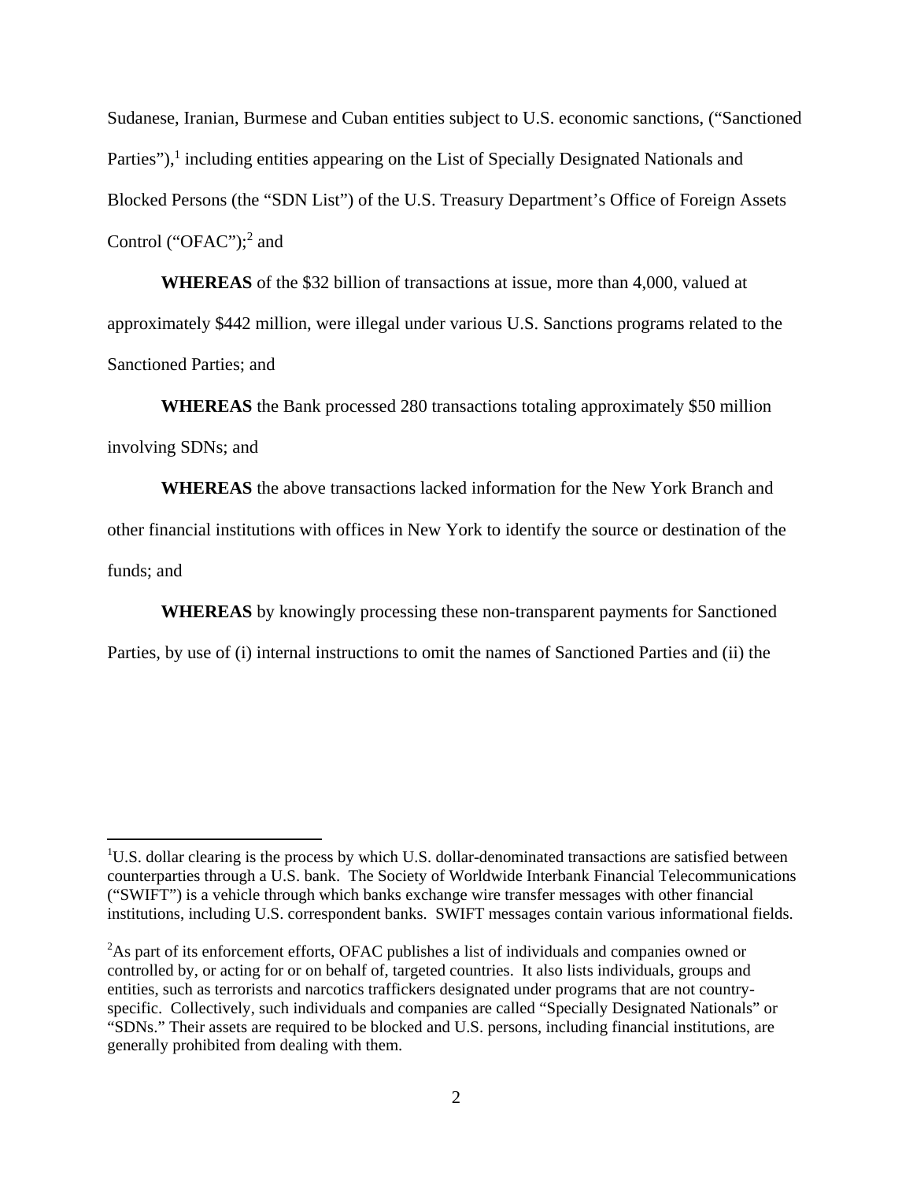Sudanese, Iranian, Burmese and Cuban entities subject to U.S. economic sanctions, ("Sanctioned Parties"),[1] including entities appearing on the List of Specially Designated Nationals and Blocked Persons (the "SDN List") of the U.S. Treasury Department's Office of Foreign Assets Control ("OFAC");[2] and

**WHEREAS** of the $32 billion of transactions at issue, more than 4,000, valued at approximately $442 million, were illegal under various U.S. Sanctions programs related to the Sanctioned Parties; and

**WHEREAS** the Bank processed 280 transactions totaling approximately $50 million involving SDNs; and

**WHEREAS** the above transactions lacked information for the New York Branch and other financial institutions with offices in New York to identify the source or destination of the funds; and

**WHEREAS** by knowingly processing these non-transparent payments for Sanctioned Parties, by use of (i) internal instructions to omit the names of Sanctioned Parties and (ii) the

---

[1] U.S. dollar clearing is the process by which U.S. dollar-denominated transactions are satisfied between counterparties through a U.S. bank. The Society of Worldwide Interbank Financial Telecommunications ("SWIFT") is a vehicle through which banks exchange wire transfer messages with other financial institutions, including U.S. correspondent banks. SWIFT messages contain various informational fields.

[2] As part of its enforcement efforts, OFAC publishes a list of individuals and companies owned or controlled by, or acting for or on behalf of, targeted countries. It also lists individuals, groups and entities, such as terrorists and narcotics traffickers designated under programs that are not country-specific. Collectively, such individuals and companies are called "Specially Designated Nationals" or "SDNs." Their assets are required to be blocked and U.S. persons, including financial institutions, are generally prohibited from dealing with them.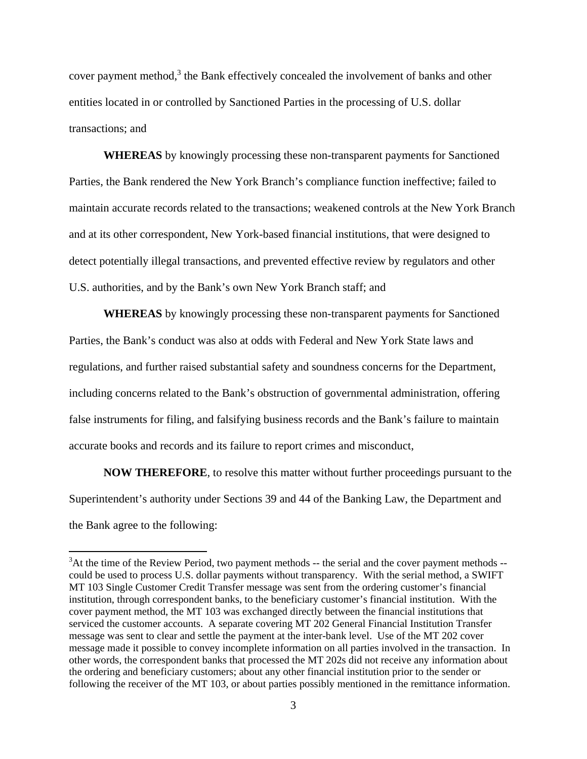cover payment method,[3] the Bank effectively concealed the involvement of banks and other entities located in or controlled by Sanctioned Parties in the processing of U.S. dollar transactions; and

**WHEREAS** by knowingly processing these non-transparent payments for Sanctioned Parties, the Bank rendered the New York Branch's compliance function ineffective; failed to maintain accurate records related to the transactions; weakened controls at the New York Branch and at its other correspondent, New York-based financial institutions, that were designed to detect potentially illegal transactions, and prevented effective review by regulators and other U.S. authorities, and by the Bank's own New York Branch staff; and

**WHEREAS** by knowingly processing these non-transparent payments for Sanctioned Parties, the Bank's conduct was also at odds with Federal and New York State laws and regulations, and further raised substantial safety and soundness concerns for the Department, including concerns related to the Bank's obstruction of governmental administration, offering false instruments for filing, and falsifying business records and the Bank's failure to maintain accurate books and records and its failure to report crimes and misconduct,

**NOW THEREFORE**, to resolve this matter without further proceedings pursuant to the Superintendent's authority under Sections 39 and 44 of the Banking Law, the Department and the Bank agree to the following:

---

[3] At the time of the Review Period, two payment methods -- the serial and the cover payment methods -- could be used to process U.S. dollar payments without transparency. With the serial method, a SWIFT MT 103 Single Customer Credit Transfer message was sent from the ordering customer's financial institution, through correspondent banks, to the beneficiary customer's financial institution. With the cover payment method, the MT 103 was exchanged directly between the financial institutions that serviced the customer accounts. A separate covering MT 202 General Financial Institution Transfer message was sent to clear and settle the payment at the inter-bank level. Use of the MT 202 cover message made it possible to convey incomplete information on all parties involved in the transaction. In other words, the correspondent banks that processed the MT 202s did not receive any information about the ordering and beneficiary customers; about any other financial institution prior to the sender or following the receiver of the MT 103, or about parties possibly mentioned in the remittance information.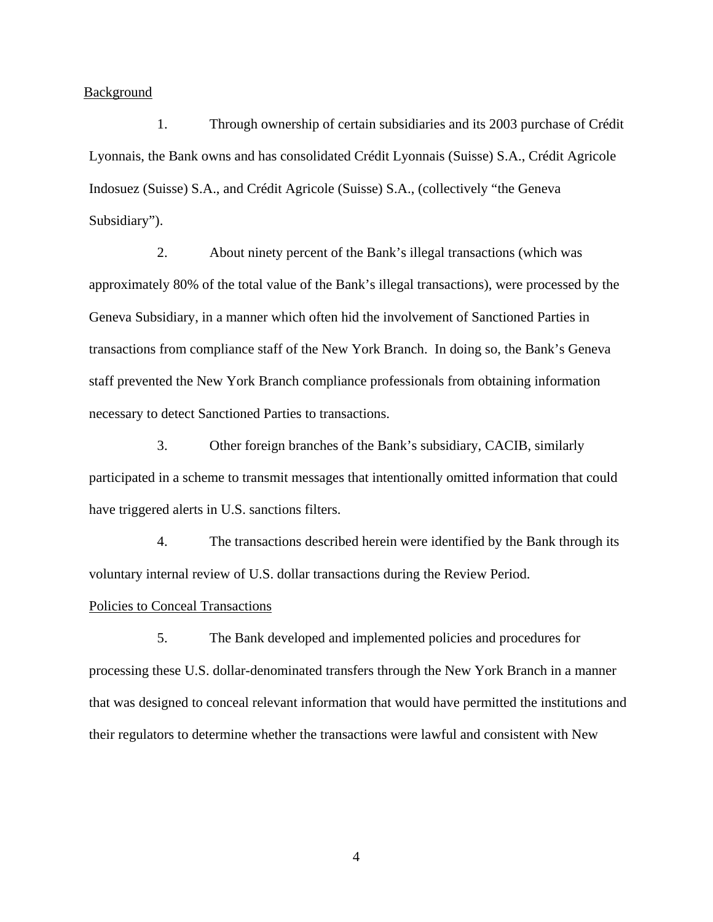Background

1. Through ownership of certain subsidiaries and its 2003 purchase of Crédit Lyonnais, the Bank owns and has consolidated Crédit Lyonnais (Suisse) S.A., Crédit Agricole Indosuez (Suisse) S.A., and Crédit Agricole (Suisse) S.A., (collectively "the Geneva Subsidiary").

2. About ninety percent of the Bank's illegal transactions (which was approximately 80% of the total value of the Bank's illegal transactions), were processed by the Geneva Subsidiary, in a manner which often hid the involvement of Sanctioned Parties in transactions from compliance staff of the New York Branch. In doing so, the Bank's Geneva staff prevented the New York Branch compliance professionals from obtaining information necessary to detect Sanctioned Parties to transactions.

3. Other foreign branches of the Bank's subsidiary, CACIB, similarly participated in a scheme to transmit messages that intentionally omitted information that could have triggered alerts in U.S. sanctions filters.

4. The transactions described herein were identified by the Bank through its voluntary internal review of U.S. dollar transactions during the Review Period.

Policies to Conceal Transactions

5. The Bank developed and implemented policies and procedures for processing these U.S. dollar-denominated transfers through the New York Branch in a manner that was designed to conceal relevant information that would have permitted the institutions and their regulators to determine whether the transactions were lawful and consistent with New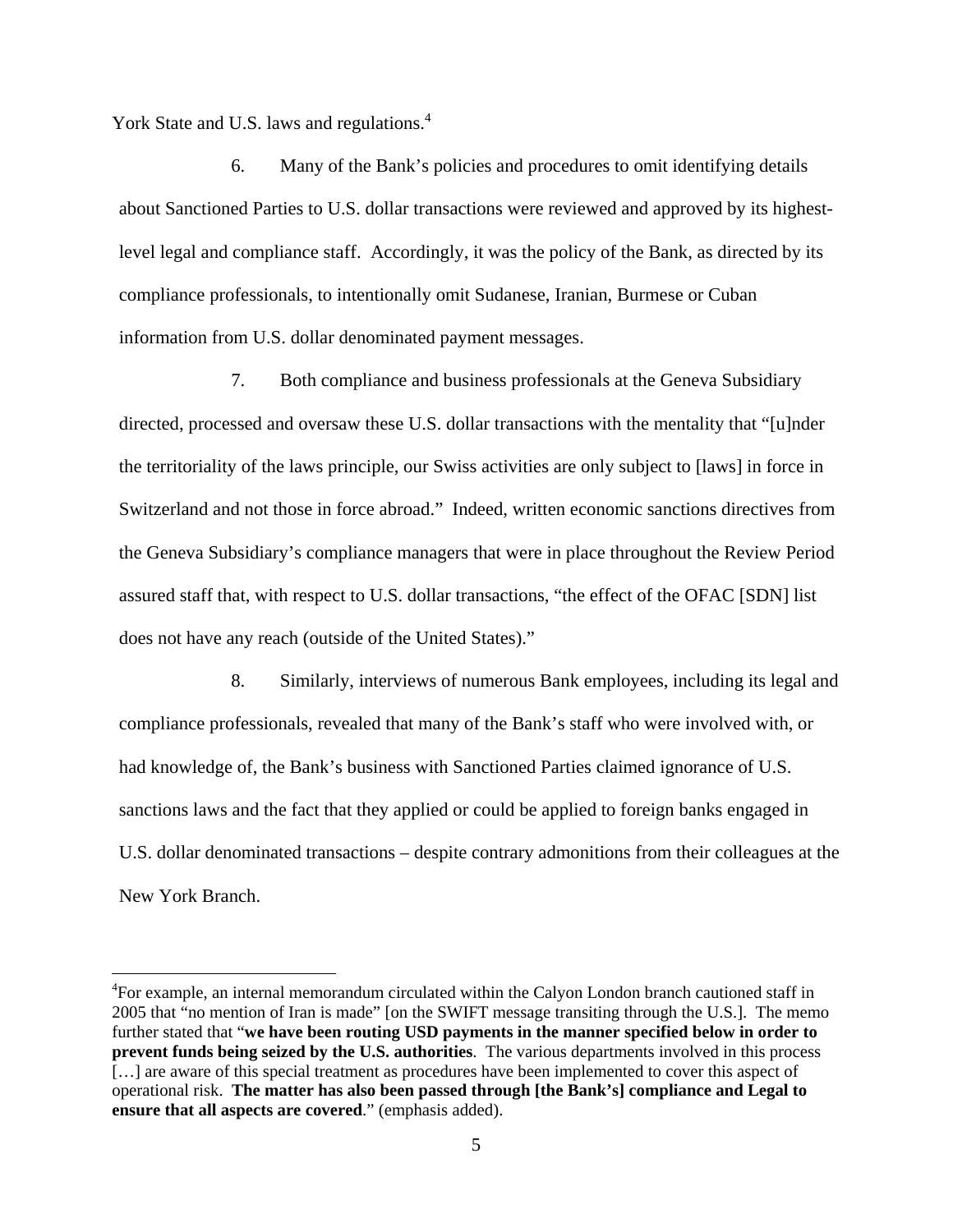York State and U.S. laws and regulations.[4]

6. Many of the Bank's policies and procedures to omit identifying details about Sanctioned Parties to U.S. dollar transactions were reviewed and approved by its highest-level legal and compliance staff. Accordingly, it was the policy of the Bank, as directed by its compliance professionals, to intentionally omit Sudanese, Iranian, Burmese or Cuban information from U.S. dollar denominated payment messages.

7. Both compliance and business professionals at the Geneva Subsidiary directed, processed and oversaw these U.S. dollar transactions with the mentality that "[u]nder the territoriality of the laws principle, our Swiss activities are only subject to [laws] in force in Switzerland and not those in force abroad." Indeed, written economic sanctions directives from the Geneva Subsidiary's compliance managers that were in place throughout the Review Period assured staff that, with respect to U.S. dollar transactions, "the effect of the OFAC [SDN] list does not have any reach (outside of the United States)."

8. Similarly, interviews of numerous Bank employees, including its legal and compliance professionals, revealed that many of the Bank's staff who were involved with, or had knowledge of, the Bank's business with Sanctioned Parties claimed ignorance of U.S. sanctions laws and the fact that they applied or could be applied to foreign banks engaged in U.S. dollar denominated transactions – despite contrary admonitions from their colleagues at the New York Branch.

---

[4]For example, an internal memorandum circulated within the Calyon London branch cautioned staff in 2005 that "no mention of Iran is made" [on the SWIFT message transiting through the U.S.]. The memo further stated that "**we have been routing USD payments in the manner specified below in order to prevent funds being seized by the U.S. authorities**. The various departments involved in this process […] are aware of this special treatment as procedures have been implemented to cover this aspect of operational risk. **The matter has also been passed through [the Bank's] compliance and Legal to ensure that all aspects are covered**." (emphasis added).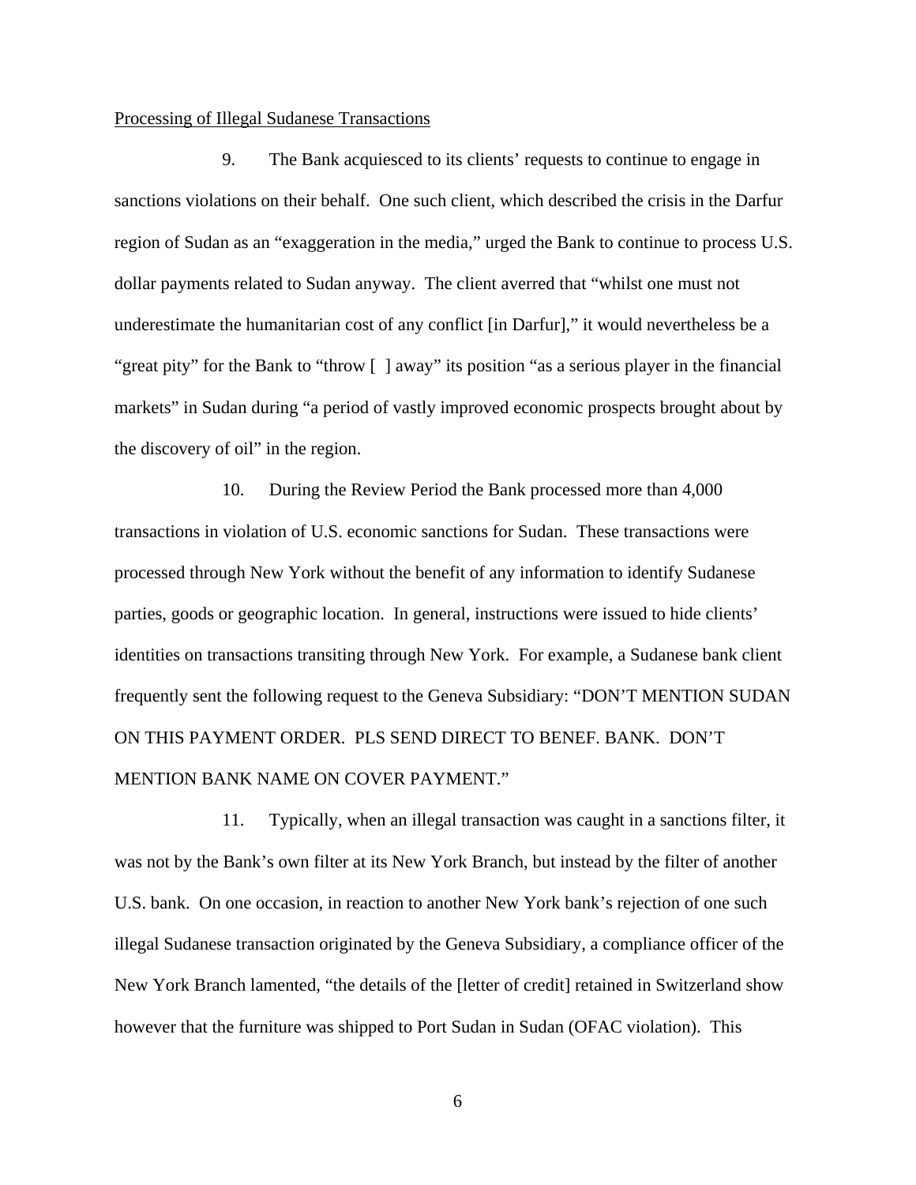<u>Processing of Illegal Sudanese Transactions</u>

9. The Bank acquiesced to its clients' requests to continue to engage in sanctions violations on their behalf. One such client, which described the crisis in the Darfur region of Sudan as an "exaggeration in the media," urged the Bank to continue to process U.S. dollar payments related to Sudan anyway. The client averred that "whilst one must not underestimate the humanitarian cost of any conflict [in Darfur]," it would nevertheless be a "great pity" for the Bank to "throw [ ] away" its position "as a serious player in the financial markets" in Sudan during "a period of vastly improved economic prospects brought about by the discovery of oil" in the region.

10. During the Review Period the Bank processed more than 4,000 transactions in violation of U.S. economic sanctions for Sudan. These transactions were processed through New York without the benefit of any information to identify Sudanese parties, goods or geographic location. In general, instructions were issued to hide clients' identities on transactions transiting through New York. For example, a Sudanese bank client frequently sent the following request to the Geneva Subsidiary: "DON'T MENTION SUDAN ON THIS PAYMENT ORDER. PLS SEND DIRECT TO BENEF. BANK. DON'T MENTION BANK NAME ON COVER PAYMENT."

11. Typically, when an illegal transaction was caught in a sanctions filter, it was not by the Bank's own filter at its New York Branch, but instead by the filter of another U.S. bank. On one occasion, in reaction to another New York bank's rejection of one such illegal Sudanese transaction originated by the Geneva Subsidiary, a compliance officer of the New York Branch lamented, "the details of the [letter of credit] retained in Switzerland show however that the furniture was shipped to Port Sudan in Sudan (OFAC violation). This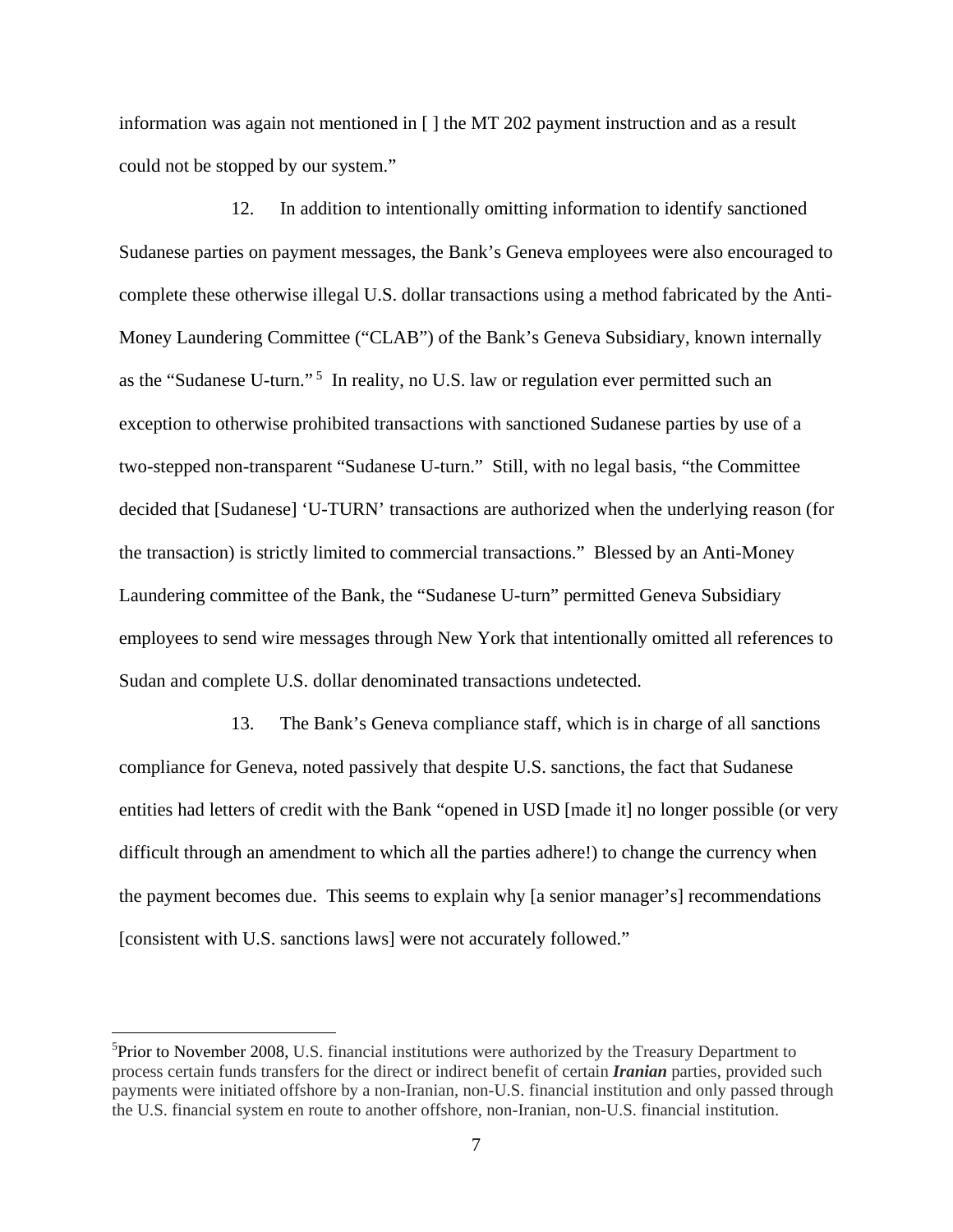information was again not mentioned in [ ] the MT 202 payment instruction and as a result could not be stopped by our system."

12. In addition to intentionally omitting information to identify sanctioned Sudanese parties on payment messages, the Bank's Geneva employees were also encouraged to complete these otherwise illegal U.S. dollar transactions using a method fabricated by the Anti-Money Laundering Committee ("CLAB") of the Bank's Geneva Subsidiary, known internally as the "Sudanese U-turn."[5] In reality, no U.S. law or regulation ever permitted such an exception to otherwise prohibited transactions with sanctioned Sudanese parties by use of a two-stepped non-transparent "Sudanese U-turn." Still, with no legal basis, "the Committee decided that [Sudanese] 'U-TURN' transactions are authorized when the underlying reason (for the transaction) is strictly limited to commercial transactions." Blessed by an Anti-Money Laundering committee of the Bank, the "Sudanese U-turn" permitted Geneva Subsidiary employees to send wire messages through New York that intentionally omitted all references to Sudan and complete U.S. dollar denominated transactions undetected.

13. The Bank's Geneva compliance staff, which is in charge of all sanctions compliance for Geneva, noted passively that despite U.S. sanctions, the fact that Sudanese entities had letters of credit with the Bank "opened in USD [made it] no longer possible (or very difficult through an amendment to which all the parties adhere!) to change the currency when the payment becomes due. This seems to explain why [a senior manager's] recommendations [consistent with U.S. sanctions laws] were not accurately followed."

[5] Prior to November 2008, U.S. financial institutions were authorized by the Treasury Department to process certain funds transfers for the direct or indirect benefit of certain ***Iranian*** parties, provided such payments were initiated offshore by a non-Iranian, non-U.S. financial institution and only passed through the U.S. financial system en route to another offshore, non-Iranian, non-U.S. financial institution.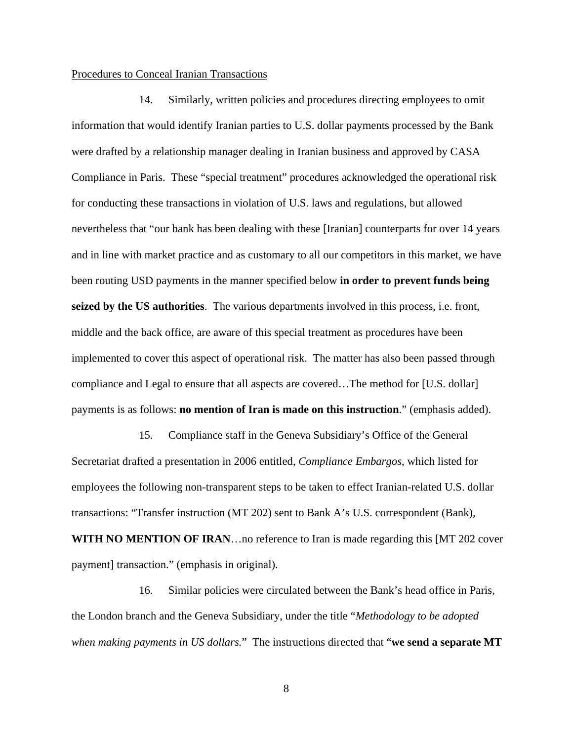Procedures to Conceal Iranian Transactions

14. Similarly, written policies and procedures directing employees to omit information that would identify Iranian parties to U.S. dollar payments processed by the Bank were drafted by a relationship manager dealing in Iranian business and approved by CASA Compliance in Paris. These "special treatment" procedures acknowledged the operational risk for conducting these transactions in violation of U.S. laws and regulations, but allowed nevertheless that "our bank has been dealing with these [Iranian] counterparts for over 14 years and in line with market practice and as customary to all our competitors in this market, we have been routing USD payments in the manner specified below **in order to prevent funds being seized by the US authorities**. The various departments involved in this process, i.e. front, middle and the back office, are aware of this special treatment as procedures have been implemented to cover this aspect of operational risk. The matter has also been passed through compliance and Legal to ensure that all aspects are covered…The method for [U.S. dollar] payments is as follows: **no mention of Iran is made on this instruction**." (emphasis added).

15. Compliance staff in the Geneva Subsidiary's Office of the General Secretariat drafted a presentation in 2006 entitled, *Compliance Embargos*, which listed for employees the following non-transparent steps to be taken to effect Iranian-related U.S. dollar transactions: "Transfer instruction (MT 202) sent to Bank A's U.S. correspondent (Bank), **WITH NO MENTION OF IRAN**…no reference to Iran is made regarding this [MT 202 cover payment] transaction." (emphasis in original).

16. Similar policies were circulated between the Bank's head office in Paris, the London branch and the Geneva Subsidiary, under the title "*Methodology to be adopted when making payments in US dollars.*" The instructions directed that "**we send a separate MT**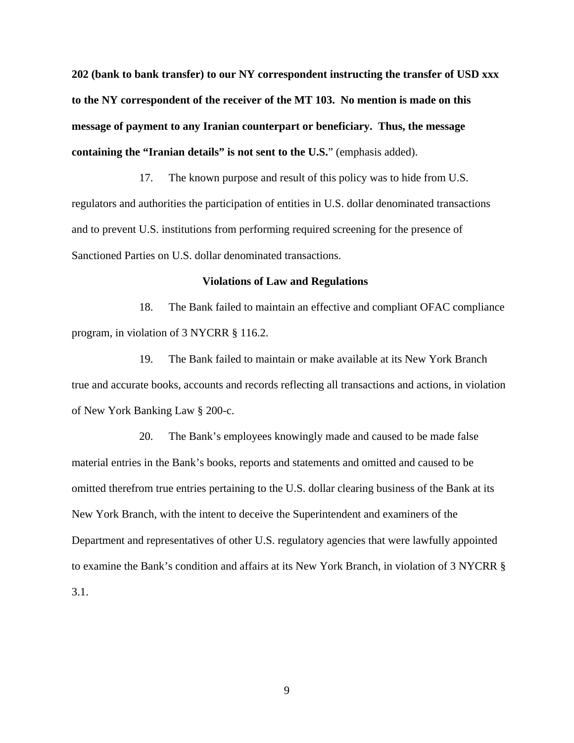**202 (bank to bank transfer) to our NY correspondent instructing the transfer of USD xxx to the NY correspondent of the receiver of the MT 103. No mention is made on this message of payment to any Iranian counterpart or beneficiary. Thus, the message containing the "Iranian details" is not sent to the U.S.**" (emphasis added).

17. The known purpose and result of this policy was to hide from U.S. regulators and authorities the participation of entities in U.S. dollar denominated transactions and to prevent U.S. institutions from performing required screening for the presence of Sanctioned Parties on U.S. dollar denominated transactions.

**Violations of Law and Regulations**

18. The Bank failed to maintain an effective and compliant OFAC compliance program, in violation of 3 NYCRR § 116.2.

19. The Bank failed to maintain or make available at its New York Branch true and accurate books, accounts and records reflecting all transactions and actions, in violation of New York Banking Law § 200-c.

20. The Bank's employees knowingly made and caused to be made false material entries in the Bank's books, reports and statements and omitted and caused to be omitted therefrom true entries pertaining to the U.S. dollar clearing business of the Bank at its New York Branch, with the intent to deceive the Superintendent and examiners of the Department and representatives of other U.S. regulatory agencies that were lawfully appointed to examine the Bank's condition and affairs at its New York Branch, in violation of 3 NYCRR § 3.1.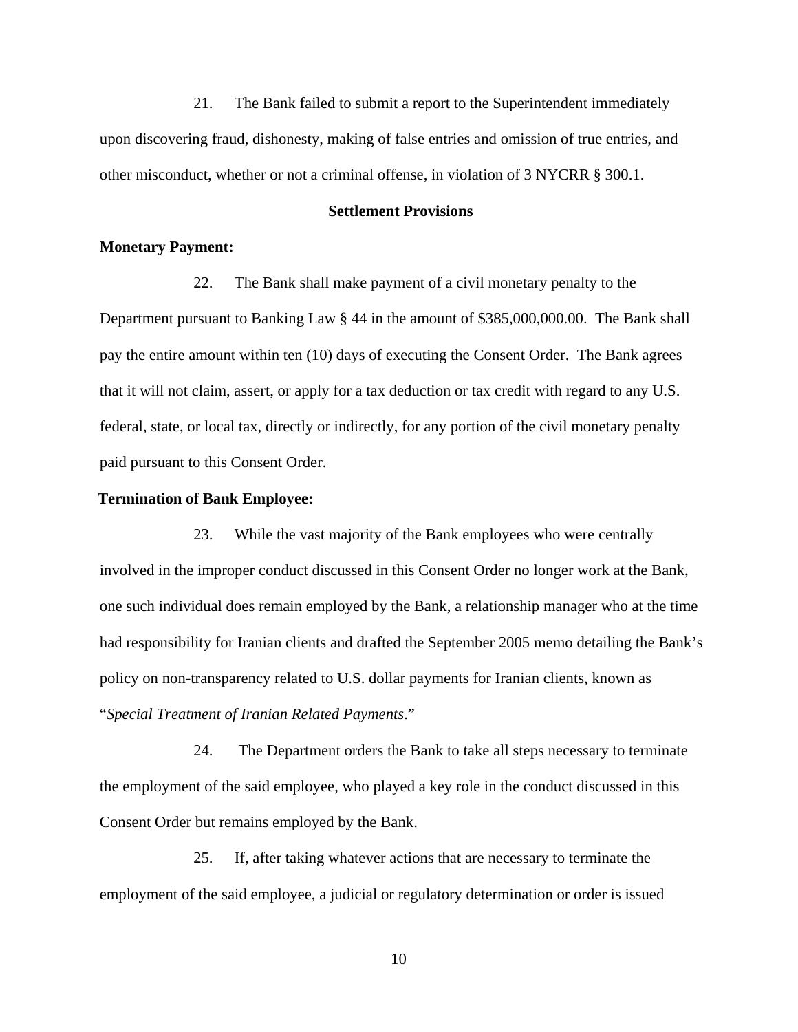21. The Bank failed to submit a report to the Superintendent immediately upon discovering fraud, dishonesty, making of false entries and omission of true entries, and other misconduct, whether or not a criminal offense, in violation of 3 NYCRR § 300.1.

## Settlement Provisions

**Monetary Payment:**

22. The Bank shall make payment of a civil monetary penalty to the Department pursuant to Banking Law § 44 in the amount of $385,000,000.00. The Bank shall pay the entire amount within ten (10) days of executing the Consent Order. The Bank agrees that it will not claim, assert, or apply for a tax deduction or tax credit with regard to any U.S. federal, state, or local tax, directly or indirectly, for any portion of the civil monetary penalty paid pursuant to this Consent Order.

**Termination of Bank Employee:**

23. While the vast majority of the Bank employees who were centrally involved in the improper conduct discussed in this Consent Order no longer work at the Bank, one such individual does remain employed by the Bank, a relationship manager who at the time had responsibility for Iranian clients and drafted the September 2005 memo detailing the Bank's policy on non-transparency related to U.S. dollar payments for Iranian clients, known as "*Special Treatment of Iranian Related Payments*."

24. The Department orders the Bank to take all steps necessary to terminate the employment of the said employee, who played a key role in the conduct discussed in this Consent Order but remains employed by the Bank.

25. If, after taking whatever actions that are necessary to terminate the employment of the said employee, a judicial or regulatory determination or order is issued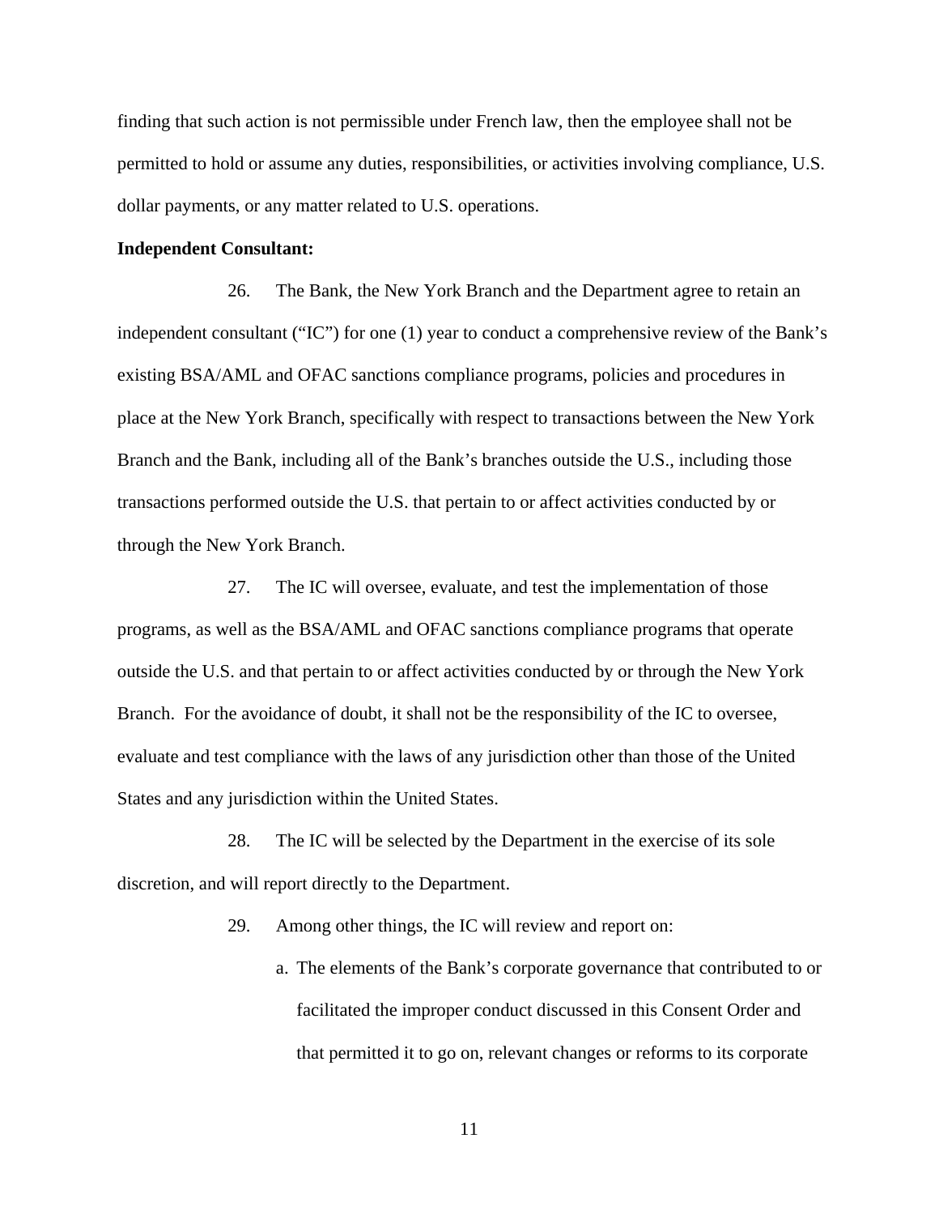finding that such action is not permissible under French law, then the employee shall not be permitted to hold or assume any duties, responsibilities, or activities involving compliance, U.S. dollar payments, or any matter related to U.S. operations.

**Independent Consultant:**

26. The Bank, the New York Branch and the Department agree to retain an independent consultant ("IC") for one (1) year to conduct a comprehensive review of the Bank's existing BSA/AML and OFAC sanctions compliance programs, policies and procedures in place at the New York Branch, specifically with respect to transactions between the New York Branch and the Bank, including all of the Bank's branches outside the U.S., including those transactions performed outside the U.S. that pertain to or affect activities conducted by or through the New York Branch.

27. The IC will oversee, evaluate, and test the implementation of those programs, as well as the BSA/AML and OFAC sanctions compliance programs that operate outside the U.S. and that pertain to or affect activities conducted by or through the New York Branch. For the avoidance of doubt, it shall not be the responsibility of the IC to oversee, evaluate and test compliance with the laws of any jurisdiction other than those of the United States and any jurisdiction within the United States.

28. The IC will be selected by the Department in the exercise of its sole discretion, and will report directly to the Department.

29. Among other things, the IC will review and report on:

a. The elements of the Bank's corporate governance that contributed to or facilitated the improper conduct discussed in this Consent Order and that permitted it to go on, relevant changes or reforms to its corporate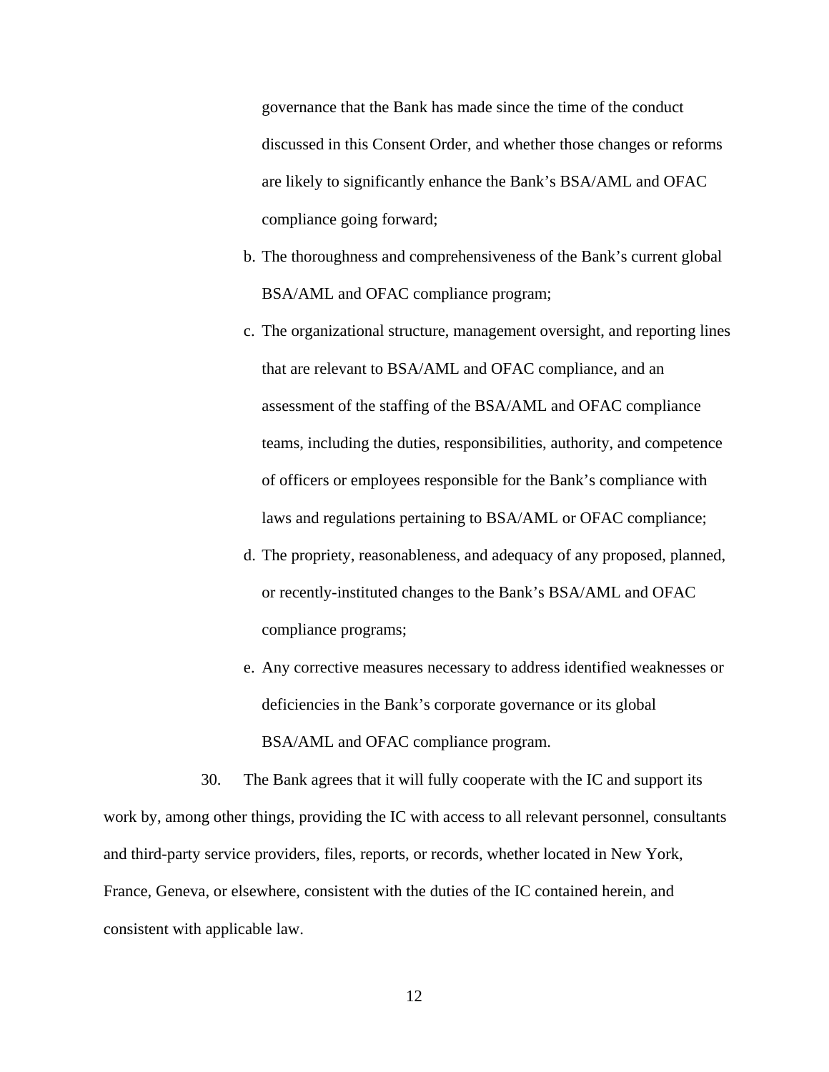governance that the Bank has made since the time of the conduct discussed in this Consent Order, and whether those changes or reforms are likely to significantly enhance the Bank's BSA/AML and OFAC compliance going forward;

b. The thoroughness and comprehensiveness of the Bank's current global BSA/AML and OFAC compliance program;

c. The organizational structure, management oversight, and reporting lines that are relevant to BSA/AML and OFAC compliance, and an assessment of the staffing of the BSA/AML and OFAC compliance teams, including the duties, responsibilities, authority, and competence of officers or employees responsible for the Bank's compliance with laws and regulations pertaining to BSA/AML or OFAC compliance;

d. The propriety, reasonableness, and adequacy of any proposed, planned, or recently-instituted changes to the Bank's BSA/AML and OFAC compliance programs;

e. Any corrective measures necessary to address identified weaknesses or deficiencies in the Bank's corporate governance or its global BSA/AML and OFAC compliance program.

30. The Bank agrees that it will fully cooperate with the IC and support its work by, among other things, providing the IC with access to all relevant personnel, consultants and third-party service providers, files, reports, or records, whether located in New York, France, Geneva, or elsewhere, consistent with the duties of the IC contained herein, and consistent with applicable law.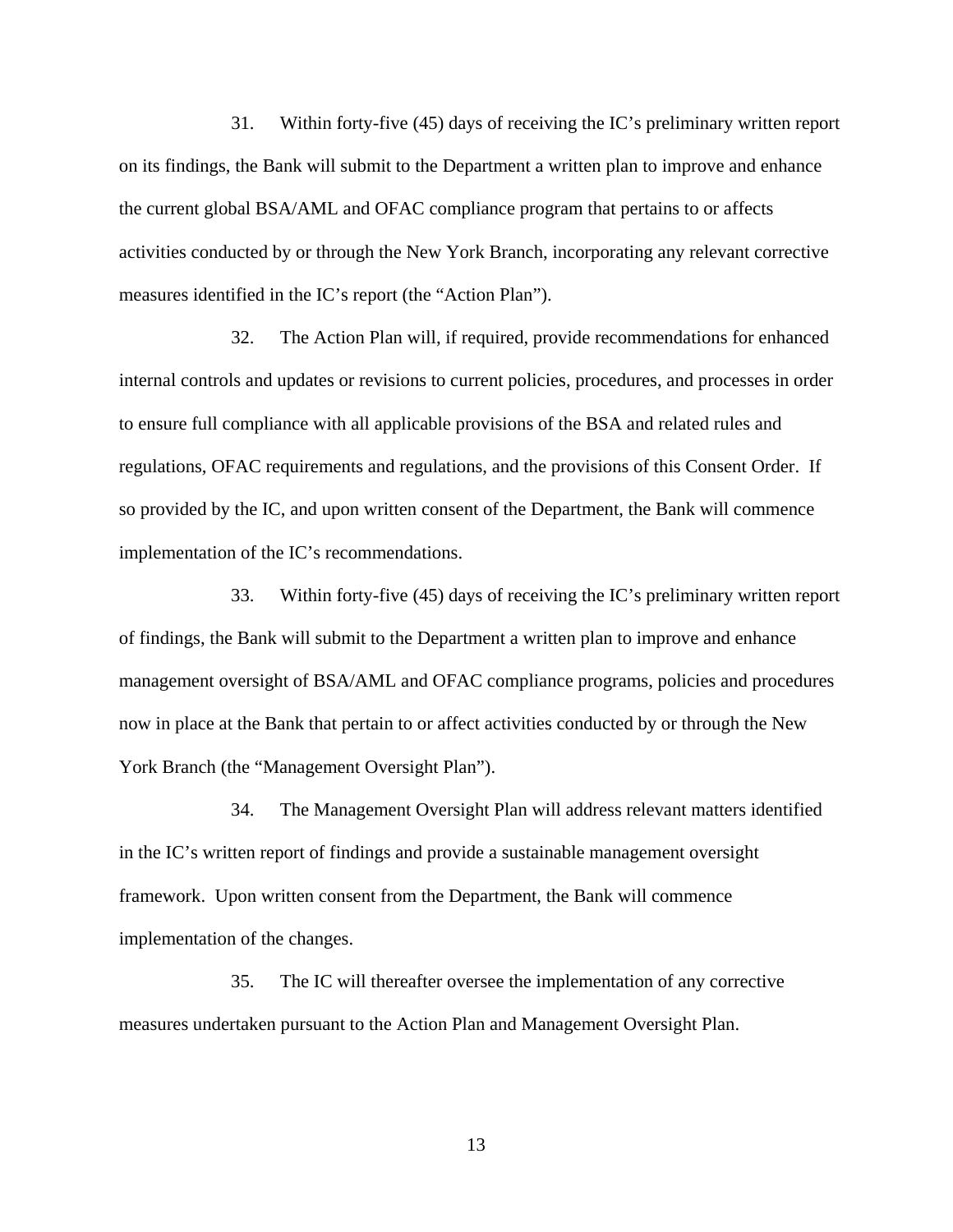31. Within forty-five (45) days of receiving the IC's preliminary written report on its findings, the Bank will submit to the Department a written plan to improve and enhance the current global BSA/AML and OFAC compliance program that pertains to or affects activities conducted by or through the New York Branch, incorporating any relevant corrective measures identified in the IC's report (the "Action Plan").

32. The Action Plan will, if required, provide recommendations for enhanced internal controls and updates or revisions to current policies, procedures, and processes in order to ensure full compliance with all applicable provisions of the BSA and related rules and regulations, OFAC requirements and regulations, and the provisions of this Consent Order. If so provided by the IC, and upon written consent of the Department, the Bank will commence implementation of the IC's recommendations.

33. Within forty-five (45) days of receiving the IC's preliminary written report of findings, the Bank will submit to the Department a written plan to improve and enhance management oversight of BSA/AML and OFAC compliance programs, policies and procedures now in place at the Bank that pertain to or affect activities conducted by or through the New York Branch (the "Management Oversight Plan").

34. The Management Oversight Plan will address relevant matters identified in the IC's written report of findings and provide a sustainable management oversight framework. Upon written consent from the Department, the Bank will commence implementation of the changes.

35. The IC will thereafter oversee the implementation of any corrective measures undertaken pursuant to the Action Plan and Management Oversight Plan.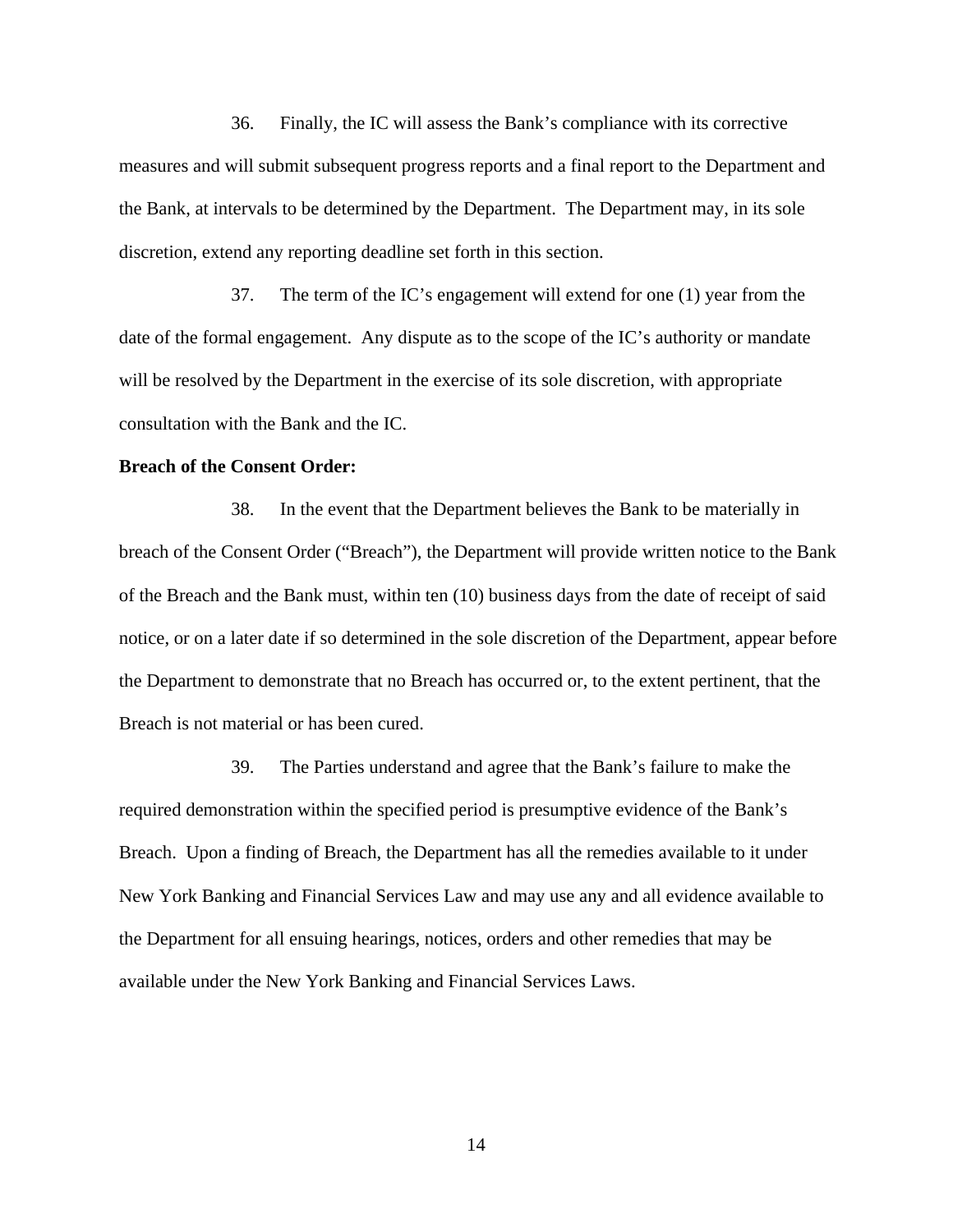36. Finally, the IC will assess the Bank's compliance with its corrective measures and will submit subsequent progress reports and a final report to the Department and the Bank, at intervals to be determined by the Department. The Department may, in its sole discretion, extend any reporting deadline set forth in this section.

37. The term of the IC's engagement will extend for one (1) year from the date of the formal engagement. Any dispute as to the scope of the IC's authority or mandate will be resolved by the Department in the exercise of its sole discretion, with appropriate consultation with the Bank and the IC.

**Breach of the Consent Order:**

38. In the event that the Department believes the Bank to be materially in breach of the Consent Order ("Breach"), the Department will provide written notice to the Bank of the Breach and the Bank must, within ten (10) business days from the date of receipt of said notice, or on a later date if so determined in the sole discretion of the Department, appear before the Department to demonstrate that no Breach has occurred or, to the extent pertinent, that the Breach is not material or has been cured.

39. The Parties understand and agree that the Bank's failure to make the required demonstration within the specified period is presumptive evidence of the Bank's Breach. Upon a finding of Breach, the Department has all the remedies available to it under New York Banking and Financial Services Law and may use any and all evidence available to the Department for all ensuing hearings, notices, orders and other remedies that may be available under the New York Banking and Financial Services Laws.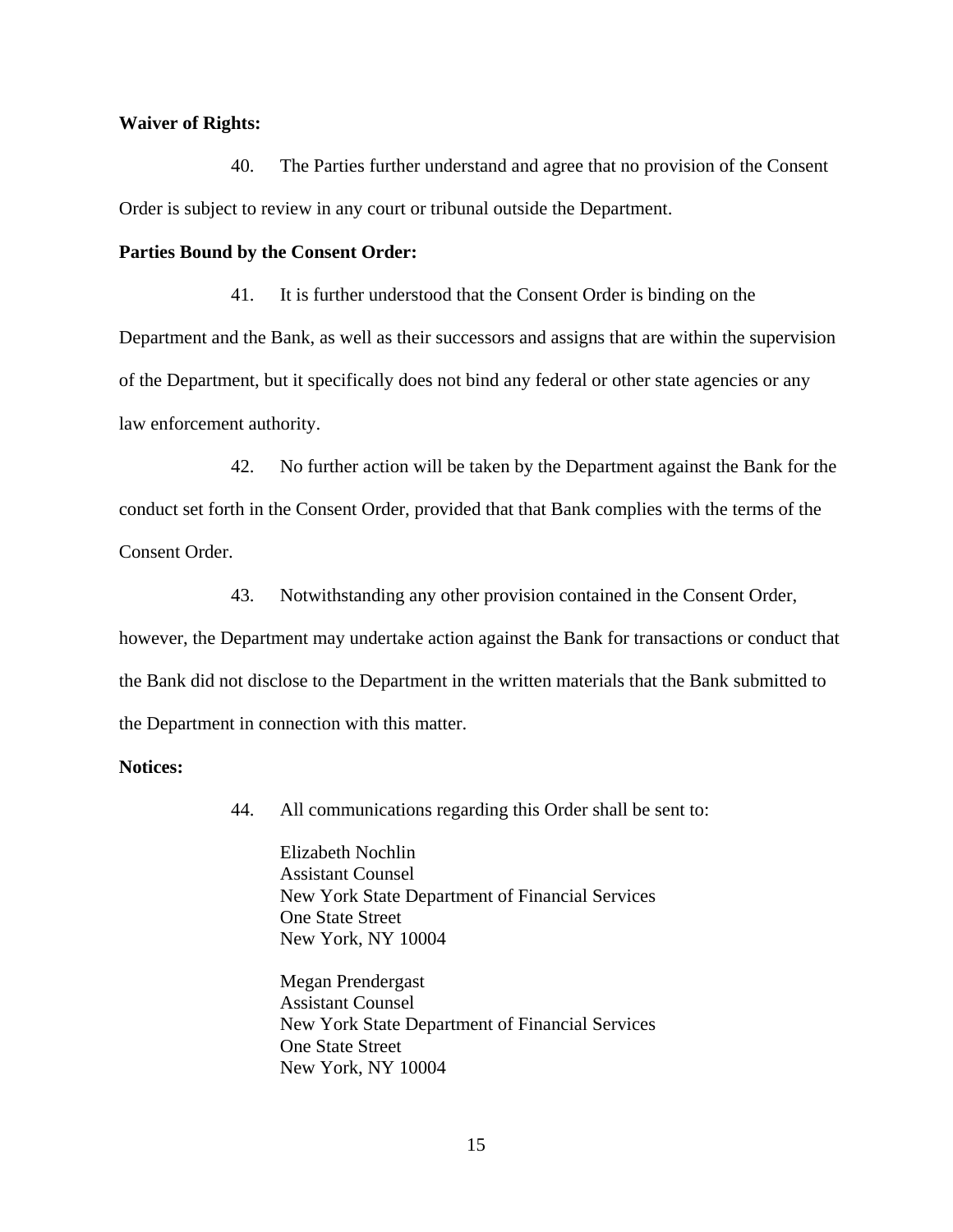**Waiver of Rights:**

40. The Parties further understand and agree that no provision of the Consent Order is subject to review in any court or tribunal outside the Department.

**Parties Bound by the Consent Order:**

41. It is further understood that the Consent Order is binding on the Department and the Bank, as well as their successors and assigns that are within the supervision of the Department, but it specifically does not bind any federal or other state agencies or any law enforcement authority.

42. No further action will be taken by the Department against the Bank for the conduct set forth in the Consent Order, provided that that Bank complies with the terms of the Consent Order.

43. Notwithstanding any other provision contained in the Consent Order, however, the Department may undertake action against the Bank for transactions or conduct that the Bank did not disclose to the Department in the written materials that the Bank submitted to the Department in connection with this matter.

**Notices:**

44. All communications regarding this Order shall be sent to:

Elizabeth Nochlin
Assistant Counsel
New York State Department of Financial Services
One State Street
New York, NY 10004

Megan Prendergast
Assistant Counsel
New York State Department of Financial Services
One State Street
New York, NY 10004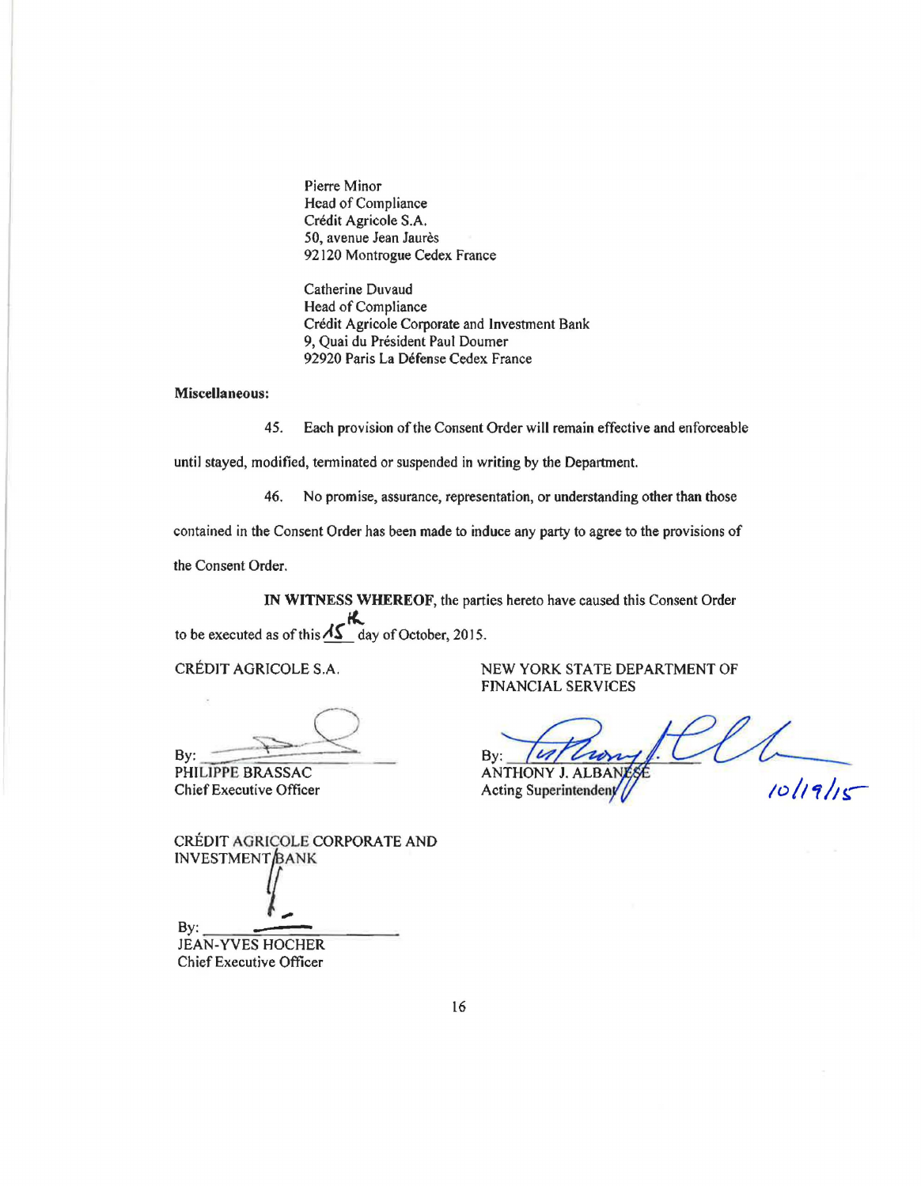Pierre Minor
Head of Compliance
Crédit Agricole S.A.
50, avenue Jean Jaurès
92120 Montrogue Cedex France

Catherine Duvaud
Head of Compliance
Crédit Agricole Corporate and Investment Bank
9, Quai du Président Paul Doumer
92920 Paris La Défense Cedex France

**Miscellaneous:**

45. Each provision of the Consent Order will remain effective and enforceable until stayed, modified, terminated or suspended in writing by the Department.

46. No promise, assurance, representation, or understanding other than those contained in the Consent Order has been made to induce any party to agree to the provisions of the Consent Order.

**IN WITNESS WHEREOF**, the parties hereto have caused this Consent Order to be executed as of this 15th day of October, 2015.

CRÉDIT AGRICOLE S.A.

By: ______________________
PHILIPPE BRASSAC
Chief Executive Officer

CRÉDIT AGRICOLE CORPORATE AND INVESTMENT BANK

By: ______________________
JEAN-YVES HOCHER
Chief Executive Officer

NEW YORK STATE DEPARTMENT OF FINANCIAL SERVICES

By: ______________________
ANTHONY J. ALBANESE
Acting Superintendent

10/19/15